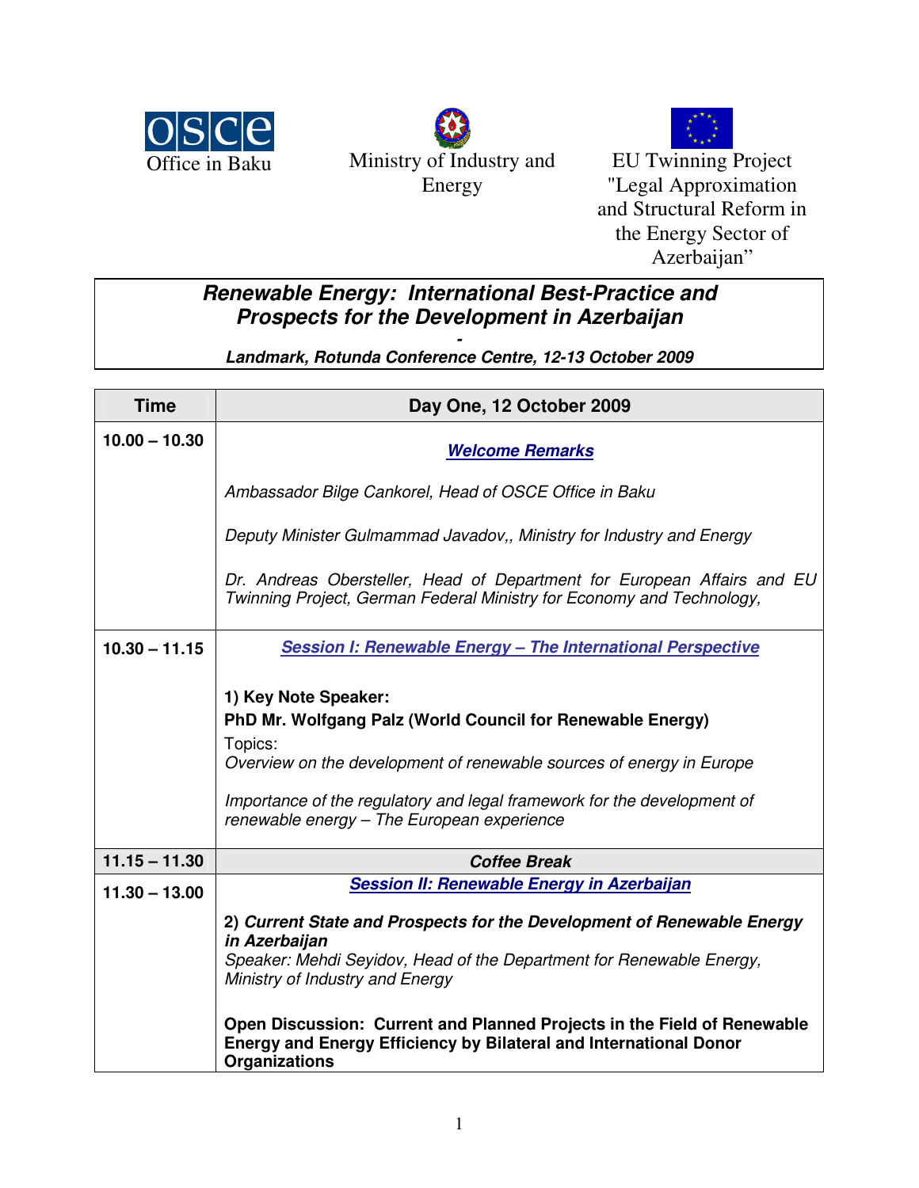OSCE Office in Baku

Ministry of Industry and Energy

EU Twinning Project "Legal Approximation and Structural Reform in the Energy Sector of Azerbaijan"

# *Renewable Energy: International Best-Practice and Prospects for the Development in Azerbaijan*

*-*

***Landmark, Rotunda Conference Centre, 12-13 October 2009***

| Time | Day One, 12 October 2009 |
| --- | --- |
| **10.00 – 10.30** | ***Welcome Remarks***<br><br>*Ambassador Bilge Cankorel, Head of OSCE Office in Baku*<br><br>*Deputy Minister Gulmammad Javadov,, Ministry for Industry and Energy*<br><br>*Dr. Andreas Obersteller, Head of Department for European Affairs and EU Twinning Project, German Federal Ministry for Economy and Technology,* |
| **10.30 – 11.15** | ***Session I: Renewable Energy – The International Perspective***<br><br>**1) Key Note Speaker:**<br>**PhD Mr. Wolfgang Palz (World Council for Renewable Energy)**<br>Topics:<br>*Overview on the development of renewable sources of energy in Europe*<br><br>*Importance of the regulatory and legal framework for the development of renewable energy – The European experience* |
| **11.15 – 11.30** | ***Coffee Break*** |
| **11.30 – 13.00** | ***Session II: Renewable Energy in Azerbaijan***<br><br>**2) *Current State and Prospects for the Development of Renewable Energy in Azerbaijan***<br>*Speaker: Mehdi Seyidov, Head of the Department for Renewable Energy, Ministry of Industry and Energy*<br><br>**Open Discussion: Current and Planned Projects in the Field of Renewable Energy and Energy Efficiency by Bilateral and International Donor Organizations** |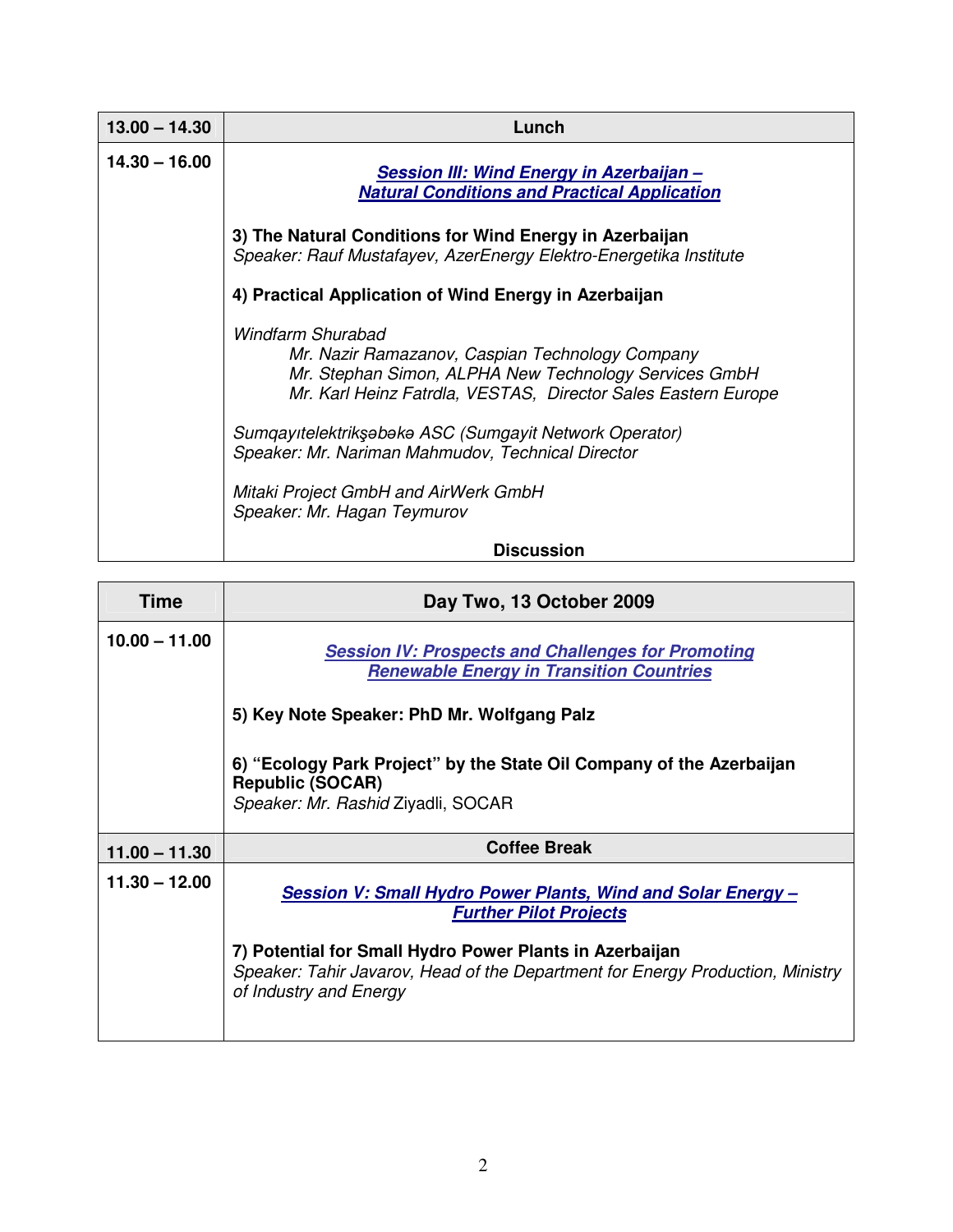| 13.00 – 14.30 | **Lunch** |
| --- | --- |
| 14.30 – 16.00 | ***Session III: Wind Energy in Azerbaijan – Natural Conditions and Practical Application***<br><br>**3) The Natural Conditions for Wind Energy in Azerbaijan**<br>*Speaker: Rauf Mustafayev, AzerEnergy Elektro-Energetika Institute*<br><br>**4) Practical Application of Wind Energy in Azerbaijan**<br><br>*Windfarm Shurabad*<br>*Mr. Nazir Ramazanov, Caspian Technology Company*<br>*Mr. Stephan Simon, ALPHA New Technology Services GmbH*<br>*Mr. Karl Heinz Fatrdla, VESTAS, Director Sales Eastern Europe*<br><br>*Sumqayıtelektrikşəbəkə ASC (Sumgayit Network Operator)*<br>*Speaker: Mr. Nariman Mahmudov, Technical Director*<br><br>*Mitaki Project GmbH and AirWerk GmbH*<br>*Speaker: Mr. Hagan Teymurov*<br><br>**Discussion** |

| Time | Day Two, 13 October 2009 |
| --- | --- |
| 10.00 – 11.00 | ***Session IV: Prospects and Challenges for Promoting Renewable Energy in Transition Countries***<br><br>**5) Key Note Speaker: PhD Mr. Wolfgang Palz**<br><br>**6) "Ecology Park Project" by the State Oil Company of the Azerbaijan Republic (SOCAR)**<br>*Speaker: Mr. Rashid* Ziyadli, SOCAR |
| 11.00 – 11.30 | **Coffee Break** |
| 11.30 – 12.00 | ***Session V: Small Hydro Power Plants, Wind and Solar Energy – Further Pilot Projects***<br><br>**7) Potential for Small Hydro Power Plants in Azerbaijan**<br>*Speaker: Tahir Javarov, Head of the Department for Energy Production, Ministry of Industry and Energy* |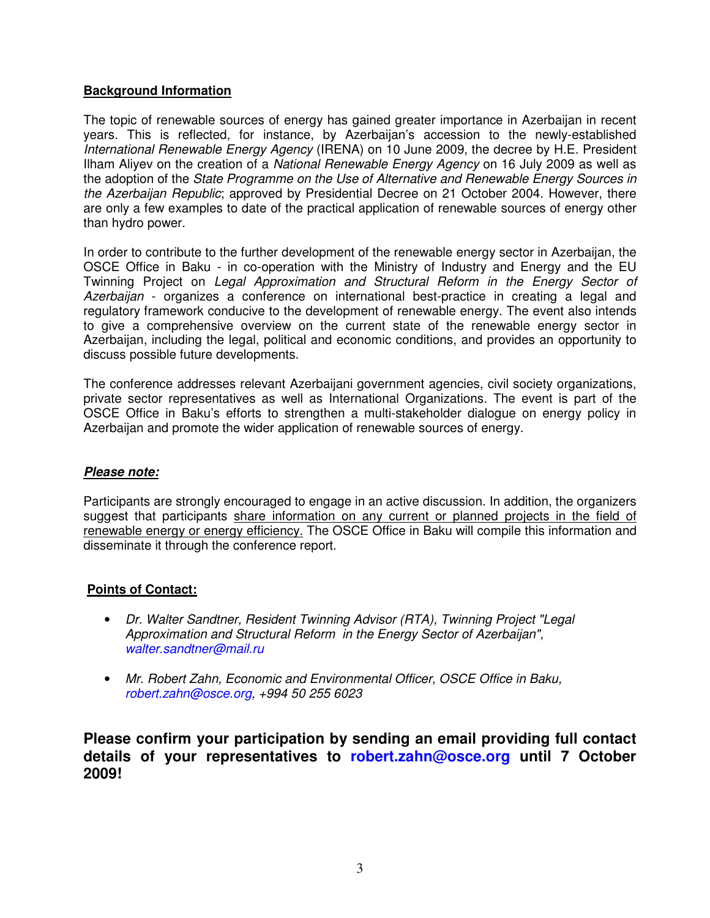**Background Information**

The topic of renewable sources of energy has gained greater importance in Azerbaijan in recent years. This is reflected, for instance, by Azerbaijan's accession to the newly-established *International Renewable Energy Agency* (IRENA) on 10 June 2009, the decree by H.E. President Ilham Aliyev on the creation of a *National Renewable Energy Agency* on 16 July 2009 as well as the adoption of the *State Programme on the Use of Alternative and Renewable Energy Sources in the Azerbaijan Republic*; approved by Presidential Decree on 21 October 2004. However, there are only a few examples to date of the practical application of renewable sources of energy other than hydro power.

In order to contribute to the further development of the renewable energy sector in Azerbaijan, the OSCE Office in Baku - in co-operation with the Ministry of Industry and Energy and the EU Twinning Project on *Legal Approximation and Structural Reform in the Energy Sector of Azerbaijan* - organizes a conference on international best-practice in creating a legal and regulatory framework conducive to the development of renewable energy. The event also intends to give a comprehensive overview on the current state of the renewable energy sector in Azerbaijan, including the legal, political and economic conditions, and provides an opportunity to discuss possible future developments.

The conference addresses relevant Azerbaijani government agencies, civil society organizations, private sector representatives as well as International Organizations. The event is part of the OSCE Office in Baku's efforts to strengthen a multi-stakeholder dialogue on energy policy in Azerbaijan and promote the wider application of renewable sources of energy.

***Please note:***

Participants are strongly encouraged to engage in an active discussion. In addition, the organizers suggest that participants share information on any current or planned projects in the field of renewable energy or energy efficiency. The OSCE Office in Baku will compile this information and disseminate it through the conference report.

**Points of Contact:**

- *Dr. Walter Sandtner, Resident Twinning Advisor (RTA), Twinning Project "Legal Approximation and Structural Reform in the Energy Sector of Azerbaijan", walter.sandtner@mail.ru*
- *Mr. Robert Zahn, Economic and Environmental Officer, OSCE Office in Baku, robert.zahn@osce.org, +994 50 255 6023*

**Please confirm your participation by sending an email providing full contact details of your representatives to robert.zahn@osce.org until 7 October 2009!**